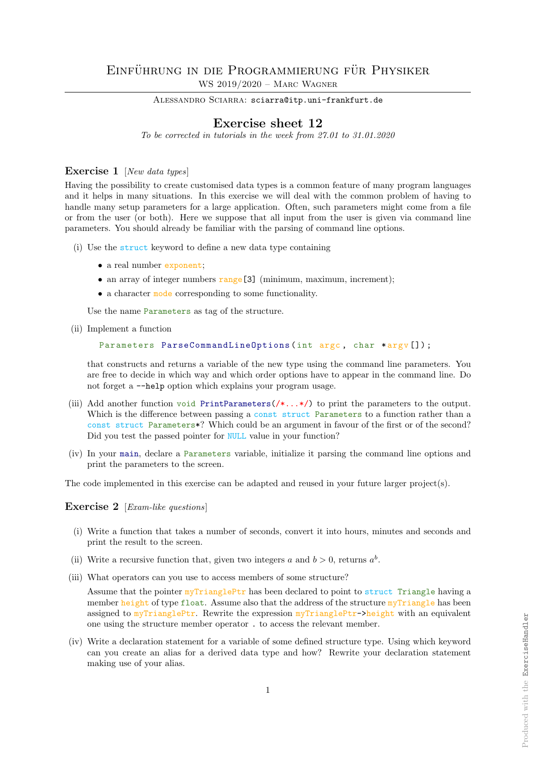# Einführung in die Programmierung für Physiker

WS 2019/2020 – Marc Wagner

Alessandro Sciarra: sciarra@itp.uni-frankfurt.de

## Exercise sheet 12

*To be corrected in tutorials in the week from 27.01 to 31.01.2020*

### Exercise 1 [*New data types*]

Having the possibility to create customised data types is a common feature of many program languages and it helps in many situations. In this exercise we will deal with the common problem of having to handle many setup parameters for a large application. Often, such parameters might come from a file or from the user (or both). Here we suppose that all input from the user is given via command line parameters. You should already be familiar with the parsing of command line options.

(i) Use the `struct` keyword to define a new data type containing

- a real number `exponent`;
- an array of integer numbers `range[3]` (minimum, maximum, increment);
- a character `mode` corresponding to some functionality.

Use the name `Parameters` as tag of the structure.

(ii) Implement a function

```
Parameters ParseCommandLineOptions(int argc, char *argv[]);
```

that constructs and returns a variable of the new type using the command line parameters. You are free to decide in which way and which order options have to appear in the command line. Do not forget a `--help` option which explains your program usage.

(iii) Add another function `void PrintParameters(/*...*/)` to print the parameters to the output. Which is the difference between passing a `const struct Parameters` to a function rather than a `const struct Parameters*`? Which could be an argument in favour of the first or of the second? Did you test the passed pointer for `NULL` value in your function?

(iv) In your `main`, declare a `Parameters` variable, initialize it parsing the command line options and print the parameters to the screen.

The code implemented in this exercise can be adapted and reused in your future larger project(s).

### Exercise 2 [*Exam-like questions*]

(i) Write a function that takes a number of seconds, convert it into hours, minutes and seconds and print the result to the screen.

(ii) Write a recursive function that, given two integers $a$ and $b > 0$, returns $a^b$.

(iii) What operators can you use to access members of some structure?

Assume that the pointer `myTrianglePtr` has been declared to point to `struct Triangle` having a member `height` of type `float`. Assume also that the address of the structure `myTriangle` has been assigned to `myTrianglePtr`. Rewrite the expression `myTrianglePtr->height` with an equivalent one using the structure member operator `.` to access the relevant member.

(iv) Write a declaration statement for a variable of some defined structure type. Using which keyword can you create an alias for a derived data type and how? Rewrite your declaration statement making use of your alias.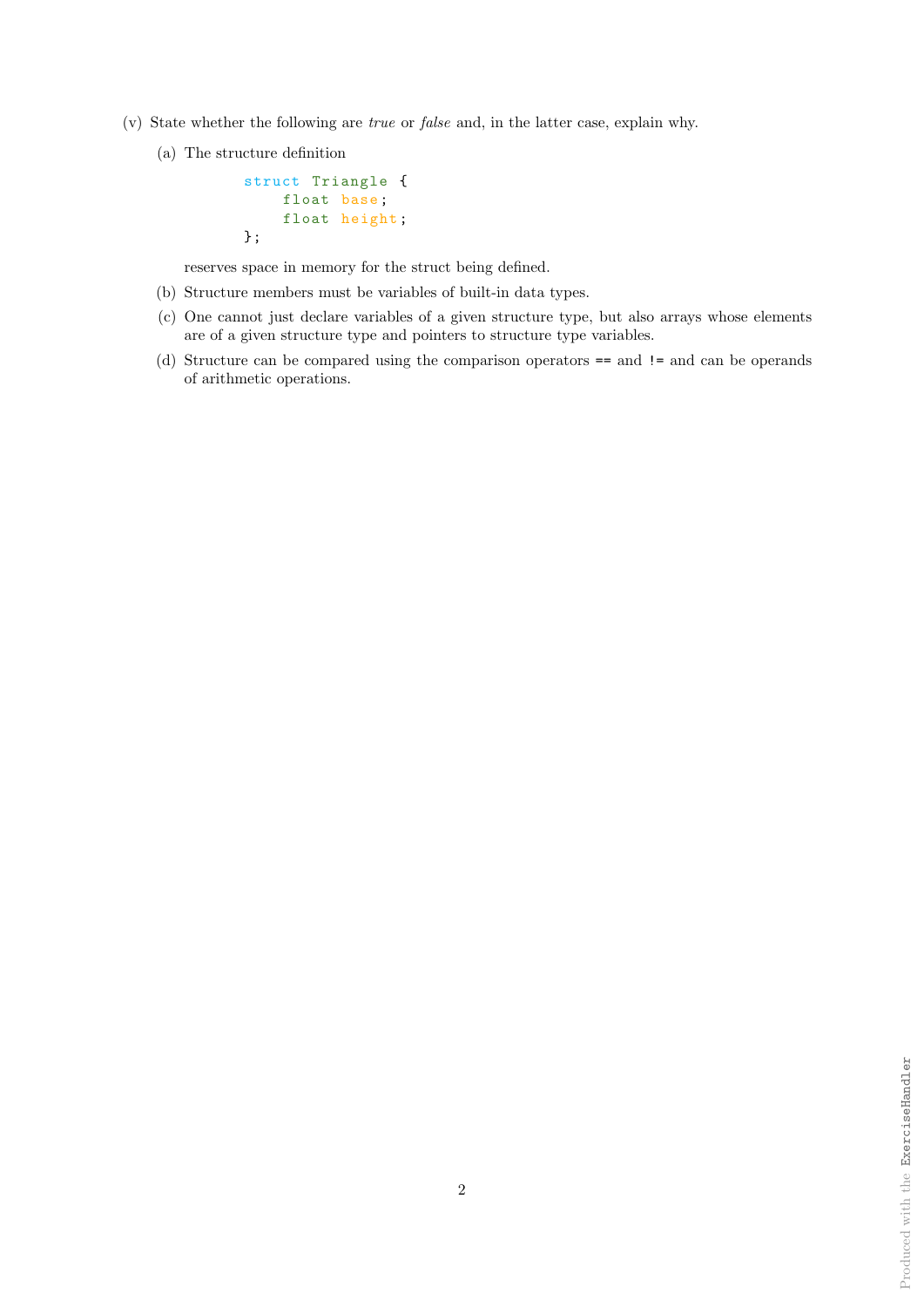(v) State whether the following are *true* or *false* and, in the latter case, explain why.

(a) The structure definition

```
struct Triangle {
    float base;
    float height;
};
```

reserves space in memory for the struct being defined.

(b) Structure members must be variables of built-in data types.

(c) One cannot just declare variables of a given structure type, but also arrays whose elements are of a given structure type and pointers to structure type variables.

(d) Structure can be compared using the comparison operators `==` and `!=` and can be operands of arithmetic operations.